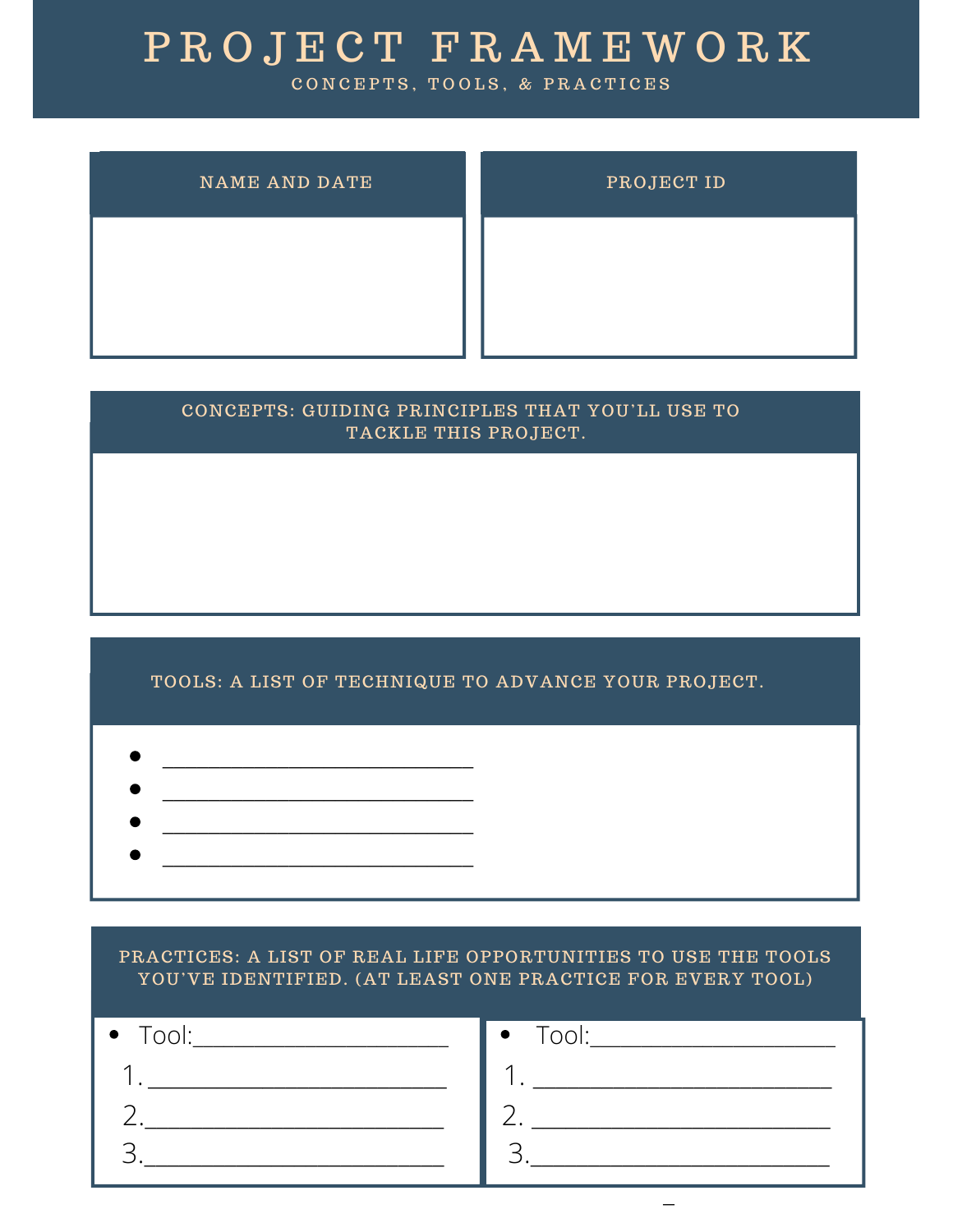# PROJECT FRAMEWORK

CONCEPTS, TOOLS, & PRACTICES

## NAME AND DATE

## PROJECT ID

## CONCEPTS: GUIDING PRINCIPLES THAT YOU'LL USE TO TACKLE THIS PROJECT.

## TOOLS: A LIST OF TECHNIQUE TO ADVANCE YOUR PROJECT.

- ____________________________
- ____________________________
- ____________________________
- ____________________________

## PRACTICES: A LIST OF REAL LIFE OPPORTUNITIES TO USE THE TOOLS YOU'VE IDENTIFIED. (AT LEAST ONE PRACTICE FOR EVERY TOOL)

- Tool:______________________

1. ___________________________
2. ___________________________
3. ___________________________

- Tool:______________________

1. ___________________________
2. ___________________________
3. ___________________________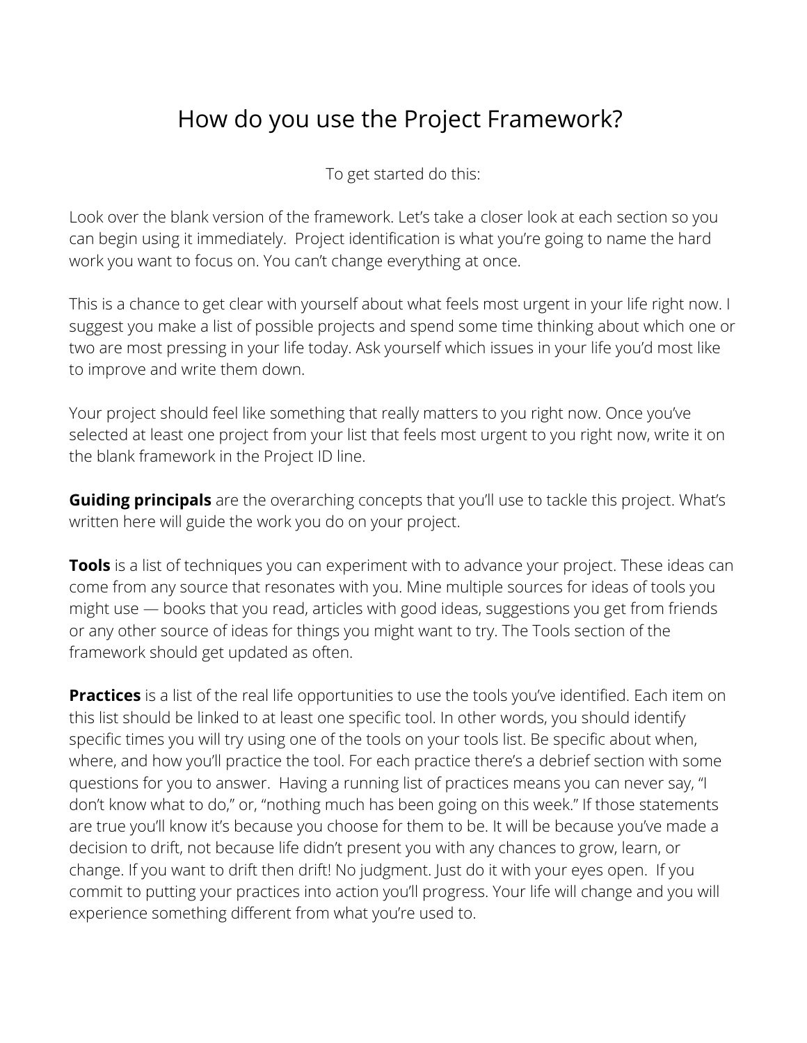# How do you use the Project Framework?

To get started do this:

Look over the blank version of the framework. Let's take a closer look at each section so you can begin using it immediately.  Project identification is what you're going to name the hard work you want to focus on. You can't change everything at once.

This is a chance to get clear with yourself about what feels most urgent in your life right now. I suggest you make a list of possible projects and spend some time thinking about which one or two are most pressing in your life today. Ask yourself which issues in your life you'd most like to improve and write them down.

Your project should feel like something that really matters to you right now. Once you've selected at least one project from your list that feels most urgent to you right now, write it on the blank framework in the Project ID line.

**Guiding principals** are the overarching concepts that you'll use to tackle this project. What's written here will guide the work you do on your project.

**Tools** is a list of techniques you can experiment with to advance your project. These ideas can come from any source that resonates with you. Mine multiple sources for ideas of tools you might use — books that you read, articles with good ideas, suggestions you get from friends or any other source of ideas for things you might want to try. The Tools section of the framework should get updated as often.

**Practices** is a list of the real life opportunities to use the tools you've identified. Each item on this list should be linked to at least one specific tool. In other words, you should identify specific times you will try using one of the tools on your tools list. Be specific about when, where, and how you'll practice the tool. For each practice there's a debrief section with some questions for you to answer.  Having a running list of practices means you can never say, "I don't know what to do," or, "nothing much has been going on this week." If those statements are true you'll know it's because you choose for them to be. It will be because you've made a decision to drift, not because life didn't present you with any chances to grow, learn, or change. If you want to drift then drift! No judgment. Just do it with your eyes open.  If you commit to putting your practices into action you'll progress. Your life will change and you will experience something different from what you're used to.